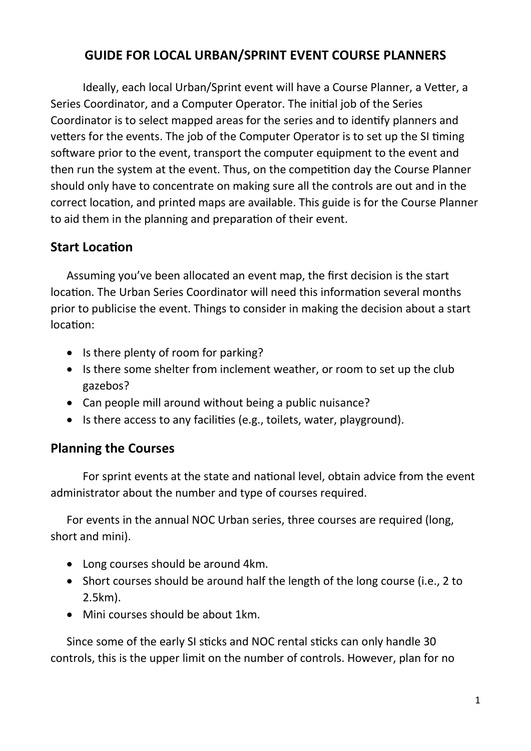# GUIDE FOR LOCAL URBAN/SPRINT EVENT COURSE PLANNERS

Ideally, each local Urban/Sprint event will have a Course Planner, a Vetter, a Series Coordinator, and a Computer Operator. The initial job of the Series Coordinator is to select mapped areas for the series and to identify planners and vetters for the events. The job of the Computer Operator is to set up the SI timing software prior to the event, transport the computer equipment to the event and then run the system at the event. Thus, on the competition day the Course Planner should only have to concentrate on making sure all the controls are out and in the correct location, and printed maps are available. This guide is for the Course Planner to aid them in the planning and preparation of their event.

## Start Location

Assuming you've been allocated an event map, the first decision is the start location. The Urban Series Coordinator will need this information several months prior to publicise the event. Things to consider in making the decision about a start location:

- Is there plenty of room for parking?
- Is there some shelter from inclement weather, or room to set up the club gazebos?
- Can people mill around without being a public nuisance?
- Is there access to any facilities (e.g., toilets, water, playground).

## Planning the Courses

For sprint events at the state and national level, obtain advice from the event administrator about the number and type of courses required.

For events in the annual NOC Urban series, three courses are required (long, short and mini).

- Long courses should be around 4km.
- Short courses should be around half the length of the long course (i.e., 2 to 2.5km).
- Mini courses should be about 1km.

Since some of the early SI sticks and NOC rental sticks can only handle 30 controls, this is the upper limit on the number of controls. However, plan for no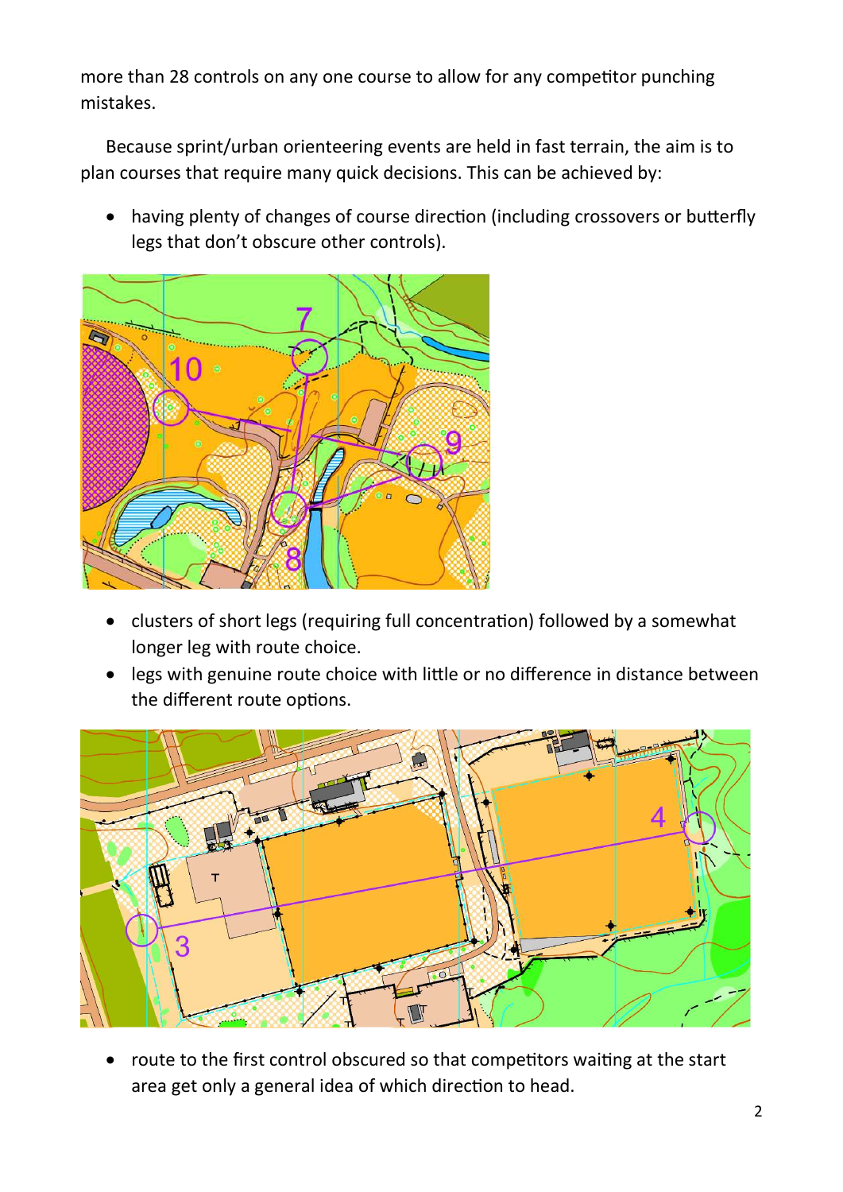more than 28 controls on any one course to allow for any competitor punching mistakes.

Because sprint/urban orienteering events are held in fast terrain, the aim is to plan courses that require many quick decisions. This can be achieved by:

- having plenty of changes of course direction (including crossovers or butterfly legs that don't obscure other controls).

- clusters of short legs (requiring full concentration) followed by a somewhat longer leg with route choice.
- legs with genuine route choice with little or no difference in distance between the different route options.

- route to the first control obscured so that competitors waiting at the start area get only a general idea of which direction to head.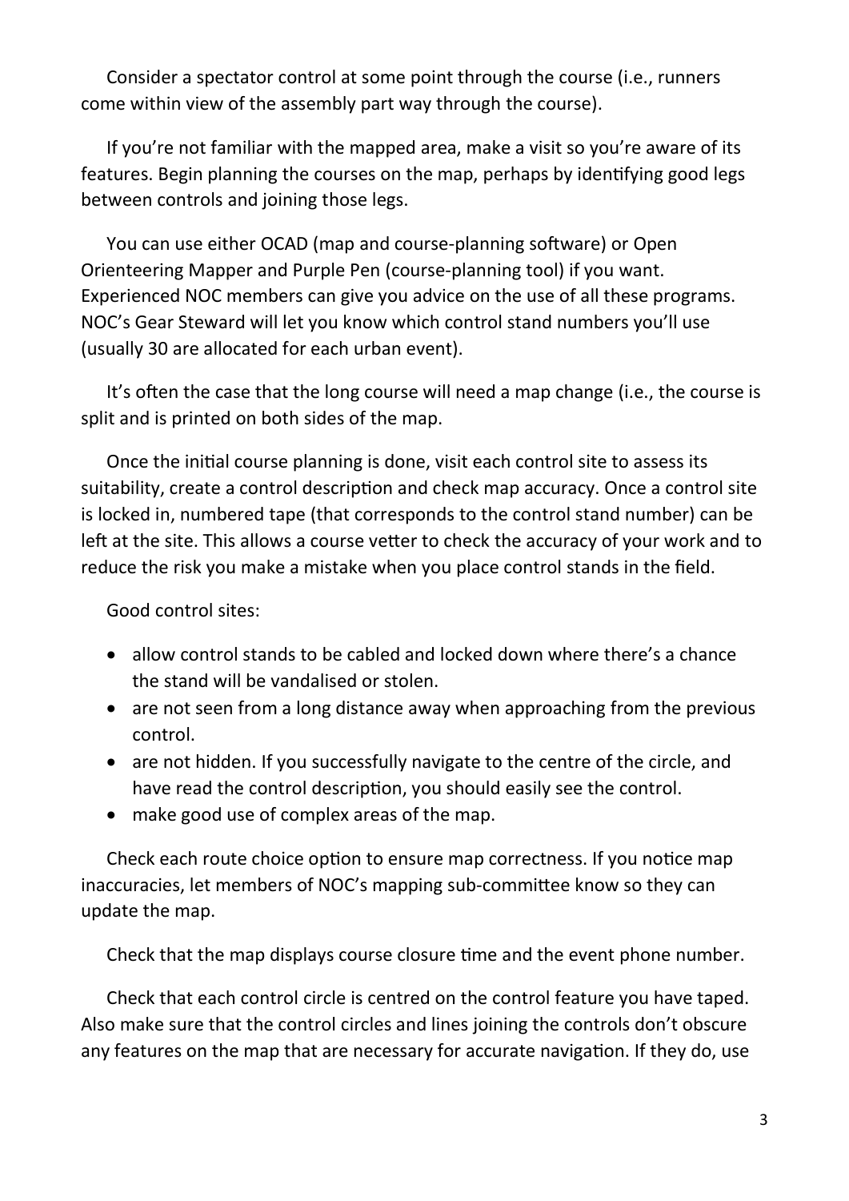Consider a spectator control at some point through the course (i.e., runners come within view of the assembly part way through the course).

If you're not familiar with the mapped area, make a visit so you're aware of its features. Begin planning the courses on the map, perhaps by identifying good legs between controls and joining those legs.

You can use either OCAD (map and course-planning software) or Open Orienteering Mapper and Purple Pen (course-planning tool) if you want. Experienced NOC members can give you advice on the use of all these programs. NOC's Gear Steward will let you know which control stand numbers you'll use (usually 30 are allocated for each urban event).

It's often the case that the long course will need a map change (i.e., the course is split and is printed on both sides of the map.

Once the initial course planning is done, visit each control site to assess its suitability, create a control description and check map accuracy. Once a control site is locked in, numbered tape (that corresponds to the control stand number) can be left at the site. This allows a course vetter to check the accuracy of your work and to reduce the risk you make a mistake when you place control stands in the field.

Good control sites:

- allow control stands to be cabled and locked down where there's a chance the stand will be vandalised or stolen.
- are not seen from a long distance away when approaching from the previous control.
- are not hidden. If you successfully navigate to the centre of the circle, and have read the control description, you should easily see the control.
- make good use of complex areas of the map.

Check each route choice option to ensure map correctness. If you notice map inaccuracies, let members of NOC's mapping sub-committee know so they can update the map.

Check that the map displays course closure time and the event phone number.

Check that each control circle is centred on the control feature you have taped. Also make sure that the control circles and lines joining the controls don't obscure any features on the map that are necessary for accurate navigation. If they do, use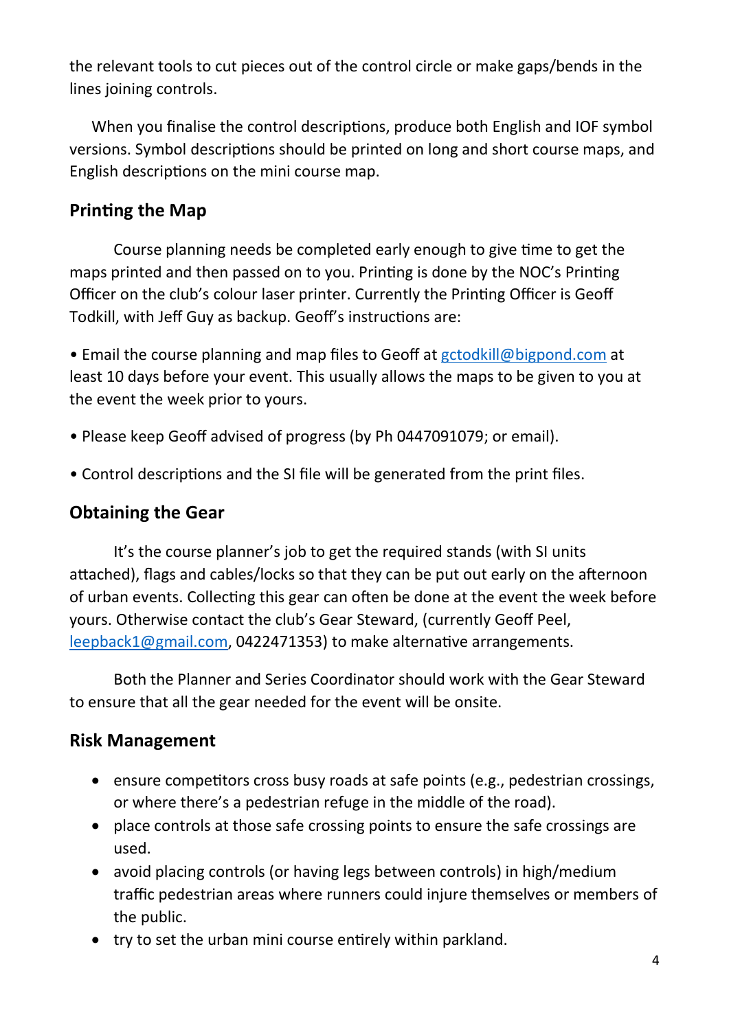the relevant tools to cut pieces out of the control circle or make gaps/bends in the lines joining controls.

When you finalise the control descriptions, produce both English and IOF symbol versions. Symbol descriptions should be printed on long and short course maps, and English descriptions on the mini course map.

## Printing the Map

Course planning needs be completed early enough to give time to get the maps printed and then passed on to you. Printing is done by the NOC's Printing Officer on the club's colour laser printer. Currently the Printing Officer is Geoff Todkill, with Jeff Guy as backup. Geoff's instructions are:

• Email the course planning and map files to Geoff at gctodkill@bigpond.com at least 10 days before your event. This usually allows the maps to be given to you at the event the week prior to yours.

• Please keep Geoff advised of progress (by Ph 0447091079; or email).

• Control descriptions and the SI file will be generated from the print files.

## Obtaining the Gear

It's the course planner's job to get the required stands (with SI units attached), flags and cables/locks so that they can be put out early on the afternoon of urban events. Collecting this gear can often be done at the event the week before yours. Otherwise contact the club's Gear Steward, (currently Geoff Peel, leepback1@gmail.com, 0422471353) to make alternative arrangements.

Both the Planner and Series Coordinator should work with the Gear Steward to ensure that all the gear needed for the event will be onsite.

## Risk Management

- ensure competitors cross busy roads at safe points (e.g., pedestrian crossings, or where there's a pedestrian refuge in the middle of the road).
- place controls at those safe crossing points to ensure the safe crossings are used.
- avoid placing controls (or having legs between controls) in high/medium traffic pedestrian areas where runners could injure themselves or members of the public.
- try to set the urban mini course entirely within parkland.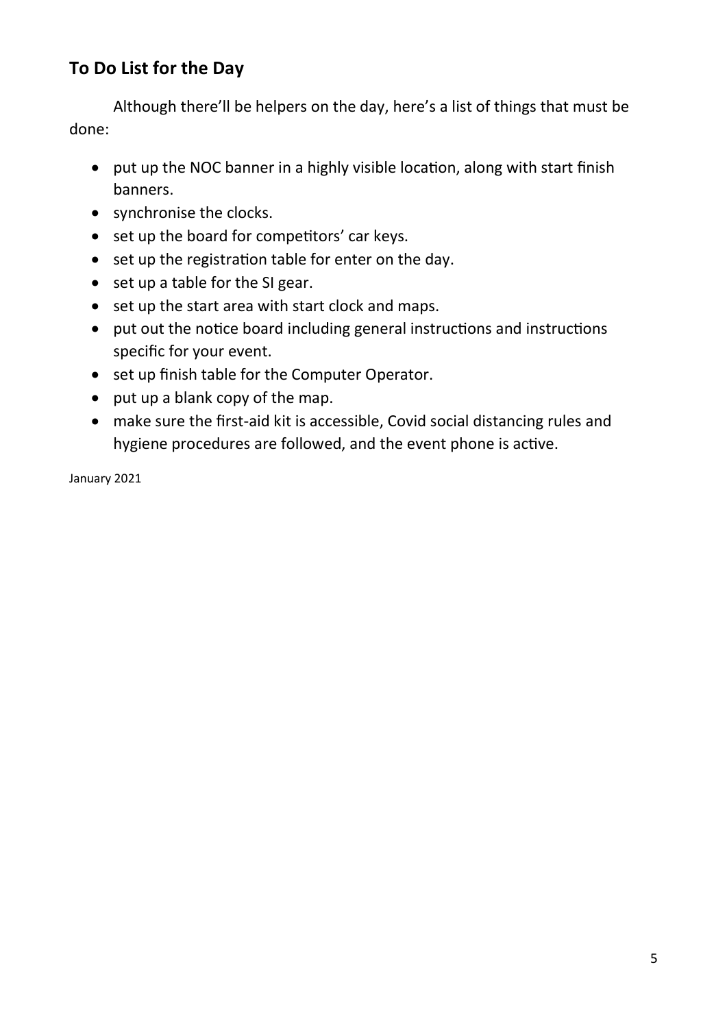## To Do List for the Day

Although there'll be helpers on the day, here's a list of things that must be done:

- put up the NOC banner in a highly visible location, along with start finish banners.
- synchronise the clocks.
- set up the board for competitors' car keys.
- set up the registration table for enter on the day.
- set up a table for the SI gear.
- set up the start area with start clock and maps.
- put out the notice board including general instructions and instructions specific for your event.
- set up finish table for the Computer Operator.
- put up a blank copy of the map.
- make sure the first-aid kit is accessible, Covid social distancing rules and hygiene procedures are followed, and the event phone is active.

January 2021